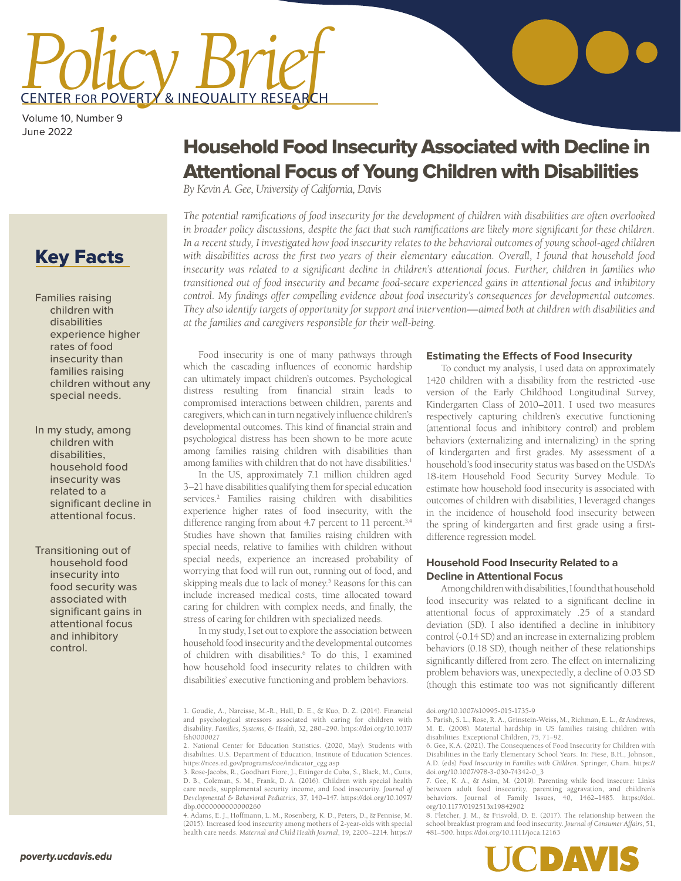# Policy Brief

CENTER FOR POVERTY & INEQUALITY RESEARCH

Volume 10, Number 9
June 2022

# Household Food Insecurity Associated with Decline in Attentional Focus of Young Children with Disabilities

*By Kevin A. Gee, University of California, Davis*

*The potential ramifications of food insecurity for the development of children with disabilities are often overlooked in broader policy discussions, despite the fact that such ramifications are likely more significant for these children. In a recent study, I investigated how food insecurity relates to the behavioral outcomes of young school-aged children with disabilities across the first two years of their elementary education. Overall, I found that household food insecurity was related to a significant decline in children's attentional focus. Further, children in families who transitioned out of food insecurity and became food-secure experienced gains in attentional focus and inhibitory control. My findings offer compelling evidence about food insecurity's consequences for developmental outcomes. They also identify targets of opportunity for support and intervention—aimed both at children with disabilities and at the families and caregivers responsible for their well-being.*

## Key Facts

- Families raising children with disabilities experience higher rates of food insecurity than families raising children without any special needs.
- In my study, among children with disabilities, household food insecurity was related to a significant decline in attentional focus.
- Transitioning out of household food insecurity into food security was associated with significant gains in attentional focus and inhibitory control.

Food insecurity is one of many pathways through which the cascading influences of economic hardship can ultimately impact children's outcomes. Psychological distress resulting from financial strain leads to compromised interactions between children, parents and caregivers, which can in turn negatively influence children's developmental outcomes. This kind of financial strain and psychological distress has been shown to be more acute among families raising children with disabilities than among families with children that do not have disabilities.[1]

In the US, approximately 7.1 million children aged 3–21 have disabilities qualifying them for special education services.[2] Families raising children with disabilities experience higher rates of food insecurity, with the difference ranging from about 4.7 percent to 11 percent.[3,4] Studies have shown that families raising children with special needs, relative to families with children without special needs, experience an increased probability of worrying that food will run out, running out of food, and skipping meals due to lack of money.[5] Reasons for this can include increased medical costs, time allocated toward caring for children with complex needs, and finally, the stress of caring for children with specialized needs.

In my study, I set out to explore the association between household food insecurity and the developmental outcomes of children with disabilities.[6] To do this, I examined how household food insecurity relates to children with disabilities' executive functioning and problem behaviors.

### Estimating the Effects of Food Insecurity

To conduct my analysis, I used data on approximately 1420 children with a disability from the restricted -use version of the Early Childhood Longitudinal Survey, Kindergarten Class of 2010–2011. I used two measures respectively capturing children's executive functioning (attentional focus and inhibitory control) and problem behaviors (externalizing and internalizing) in the spring of kindergarten and first grades. My assessment of a household's food insecurity status was based on the USDA's 18-item Household Food Security Survey Module. To estimate how household food insecurity is associated with outcomes of children with disabilities, I leveraged changes in the incidence of household food insecurity between the spring of kindergarten and first grade using a first-difference regression model.

### Household Food Insecurity Related to a Decline in Attentional Focus

Among children with disabilities, I found that household food insecurity was related to a significant decline in attentional focus of approximately .25 of a standard deviation (SD). I also identified a decline in inhibitory control (-0.14 SD) and an increase in externalizing problem behaviors (0.18 SD), though neither of these relationships significantly differed from zero. The effect on internalizing problem behaviors was, unexpectedly, a decline of 0.03 SD (though this estimate too was not significantly different

---

1. Goudie, A., Narcisse, M.-R., Hall, D. E., & Kuo, D. Z. (2014). Financial and psychological stressors associated with caring for children with disability. *Families, Systems, & Health*, 32, 280–290. https://doi.org/10.1037/fsh0000027
2. National Center for Education Statistics. (2020, May). Students with disabilties. U.S. Department of Education, Institute of Education Sciences. https://nces.ed.gov/programs/coe/indicator_cgg.asp
3. Rose-Jacobs, R., Goodhart Fiore, J., Ettinger de Cuba, S., Black, M., Cutts, D. B., Coleman, S. M., Frank, D. A. (2016). Children with special health care needs, supplemental security income, and food insecurity. *Journal of Developmental & Behavioral Pediatrics*, 37, 140–147. https://doi.org/10.1097/dbp.0000000000000260
4. Adams, E. J., Hoffmann, L. M., Rosenberg, K. D., Peters, D., & Pennise, M. (2015). Increased food insecurity among mothers of 2-year-olds with special health care needs. *Maternal and Child Health Journal*, 19, 2206–2214. https://doi.org/10.1007/s10995-015-1735-9
5. Parish, S. L., Rose, R. A., Grinstein-Weiss, M., Richman, E. L., & Andrews, M. E. (2008). Material hardship in US families raising children with disabilities. Exceptional Children, 75, 71–92.
6. Gee, K.A. (2021). The Consequences of Food Insecurity for Children with Disabilities in the Early Elementary School Years. In: Fiese, B.H., Johnson, A.D. (eds) *Food Insecurity in Families with Children*. Springer, Cham. https://doi.org/10.1007/978-3-030-74342-0_3
7. Gee, K. A., & Asim, M. (2019). Parenting while food insecure: Links between adult food insecurity, parenting aggravation, and children's behaviors. Journal of Family Issues, 40, 1462–1485. https://doi.org/10.1177/0192513x19842902
8. Fletcher, J. M., & Frisvold, D. E. (2017). The relationship between the school breakfast program and food insecurity. *Journal of Consumer Affairs*, 51, 481–500. https://doi.org/10.1111/joca.12163

poverty.ucdavis.edu

UC DAVIS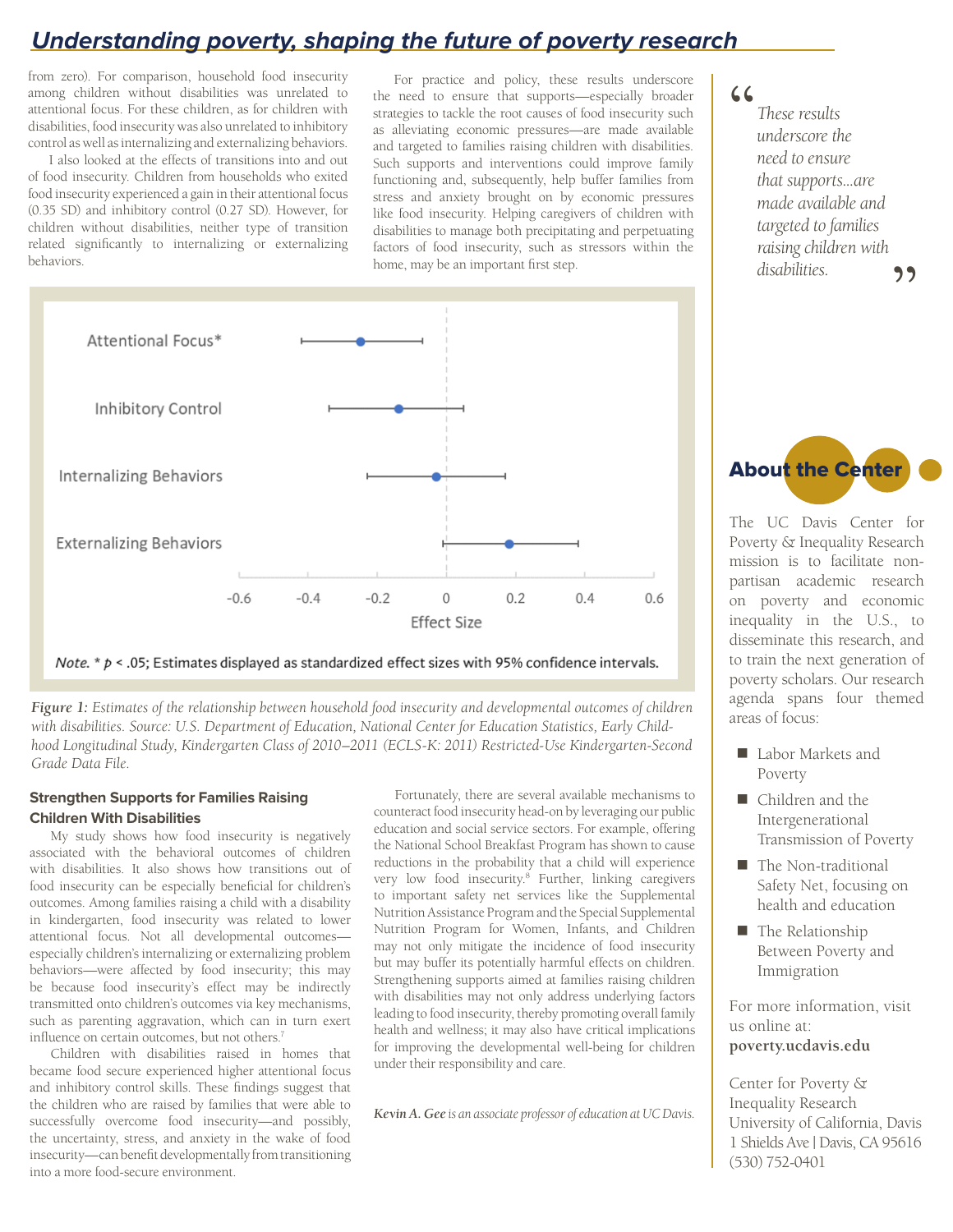from zero). For comparison, household food insecurity among children without disabilities was unrelated to attentional focus. For these children, as for children with disabilities, food insecurity was also unrelated to inhibitory control as well as internalizing and externalizing behaviors.

I also looked at the effects of transitions into and out of food insecurity. Children from households who exited food insecurity experienced a gain in their attentional focus (0.35 SD) and inhibitory control (0.27 SD). However, for children without disabilities, neither type of transition related significantly to internalizing or externalizing behaviors.

For practice and policy, these results underscore the need to ensure that supports—especially broader strategies to tackle the root causes of food insecurity such as alleviating economic pressures—are made available and targeted to families raising children with disabilities. Such supports and interventions could improve family functioning and, subsequently, help buffer families from stress and anxiety brought on by economic pressures like food insecurity. Helping caregivers of children with disabilities to manage both precipitating and perpetuating factors of food insecurity, such as stressors within the home, may be an important first step.

> *"These results underscore the need to ensure that supports...are made available and targeted to families raising children with disabilities."*

Attentional Focus*
Inhibitory Control
Internalizing Behaviors
Externalizing Behaviors
-0.6 -0.4 -0.2 0 0.2 0.4 0.6
Effect Size

*Note.* * *p* < .05; Estimates displayed as standardized effect sizes with 95% confidence intervals.

***Figure 1:*** *Estimates of the relationship between household food insecurity and developmental outcomes of children with disabilities. Source: U.S. Department of Education, National Center for Education Statistics, Early Childhood Longitudinal Study, Kindergarten Class of 2010–2011 (ECLS-K: 2011) Restricted-Use Kindergarten-Second Grade Data File.*

### Strengthen Supports for Families Raising Children With Disabilities

My study shows how food insecurity is negatively associated with the behavioral outcomes of children with disabilities. It also shows how transitions out of food insecurity can be especially beneficial for children's outcomes. Among families raising a child with a disability in kindergarten, food insecurity was related to lower attentional focus. Not all developmental outcomes—especially children's internalizing or externalizing problem behaviors—were affected by food insecurity; this may be because food insecurity's effect may be indirectly transmitted onto children's outcomes via key mechanisms, such as parenting aggravation, which can in turn exert influence on certain outcomes, but not others.[7]

Children with disabilities raised in homes that became food secure experienced higher attentional focus and inhibitory control skills. These findings suggest that the children who are raised by families that were able to successfully overcome food insecurity—and possibly, the uncertainty, stress, and anxiety in the wake of food insecurity—can benefit developmentally from transitioning into a more food-secure environment.

Fortunately, there are several available mechanisms to counteract food insecurity head-on by leveraging our public education and social service sectors. For example, offering the National School Breakfast Program has shown to cause reductions in the probability that a child will experience very low food insecurity.[8] Further, linking caregivers to important safety net services like the Supplemental Nutrition Assistance Program and the Special Supplemental Nutrition Program for Women, Infants, and Children may not only mitigate the incidence of food insecurity but may buffer its potentially harmful effects on children. Strengthening supports aimed at families raising children with disabilities may not only address underlying factors leading to food insecurity, thereby promoting overall family health and wellness; it may also have critical implications for improving the developmental well-being for children under their responsibility and care.

***Kevin A. Gee*** *is an associate professor of education at UC Davis.*

## About the Center

The UC Davis Center for Poverty & Inequality Research mission is to facilitate non-partisan academic research on poverty and economic inequality in the U.S., to disseminate this research, and to train the next generation of poverty scholars. Our research agenda spans four themed areas of focus:

- Labor Markets and Poverty
- Children and the Intergenerational Transmission of Poverty
- The Non-traditional Safety Net, focusing on health and education
- The Relationship Between Poverty and Immigration

For more information, visit us online at:
**poverty.ucdavis.edu**

Center for Poverty & Inequality Research
University of California, Davis
1 Shields Ave | Davis, CA 95616
(530) 752-0401